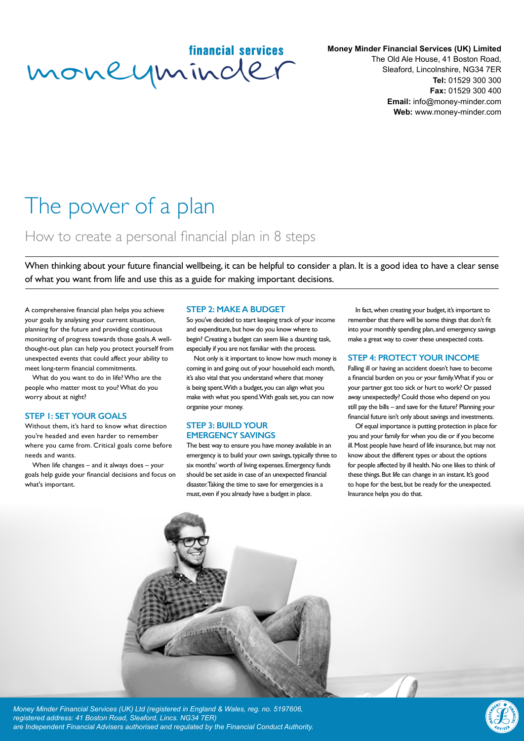**Money Minder Financial Services (UK) Limited**
The Old Ale House, 41 Boston Road,
Sleaford, Lincolnshire, NG34 7ER
**Tel:** 01529 300 300
**Fax:** 01529 300 400
**Email:** info@money-minder.com
**Web:** www.money-minder.com

# The power of a plan

## How to create a personal financial plan in 8 steps

When thinking about your future financial wellbeing, it can be helpful to consider a plan. It is a good idea to have a clear sense of what you want from life and use this as a guide for making important decisions.

A comprehensive financial plan helps you achieve your goals by analysing your current situation, planning for the future and providing continuous monitoring of progress towards those goals. A well-thought-out plan can help you protect yourself from unexpected events that could affect your ability to meet long-term financial commitments.

What do you want to do in life? Who are the people who matter most to you? What do you worry about at night?

### STEP 1: SET YOUR GOALS

Without them, it's hard to know what direction you're headed and even harder to remember where you came from. Critical goals come before needs and wants.

When life changes – and it always does – your goals help guide your financial decisions and focus on what's important.

### STEP 2: MAKE A BUDGET

So you've decided to start keeping track of your income and expenditure, but how do you know where to begin? Creating a budget can seem like a daunting task, especially if you are not familiar with the process.

Not only is it important to know how much money is coming in and going out of your household each month, it's also vital that you understand where that money is being spent. With a budget, you can align what you make with what you spend. With goals set, you can now organise your money.

### STEP 3: BUILD YOUR EMERGENCY SAVINGS

The best way to ensure you have money available in an emergency is to build your own savings, typically three to six months' worth of living expenses. Emergency funds should be set aside in case of an unexpected financial disaster. Taking the time to save for emergencies is a must, even if you already have a budget in place.

In fact, when creating your budget, it's important to remember that there will be some things that don't fit into your monthly spending plan, and emergency savings make a great way to cover these unexpected costs.

### STEP 4: PROTECT YOUR INCOME

Falling ill or having an accident doesn't have to become a financial burden on you or your family. What if you or your partner got too sick or hurt to work? Or passed away unexpectedly? Could those who depend on you still pay the bills – and save for the future? Planning your financial future isn't only about savings and investments.

Of equal importance is putting protection in place for you and your family for when you die or if you become ill. Most people have heard of life insurance, but may not know about the different types or about the options for people affected by ill health. No one likes to think of these things. But life can change in an instant. It's good to hope for the best, but be ready for the unexpected. Insurance helps you do that.

*Money Minder Financial Services (UK) Ltd (registered in England & Wales, reg. no. 5197606, registered address: 41 Boston Road, Sleaford, Lincs. NG34 7ER) are Independent Financial Advisers authorised and regulated by the Financial Conduct Authority.*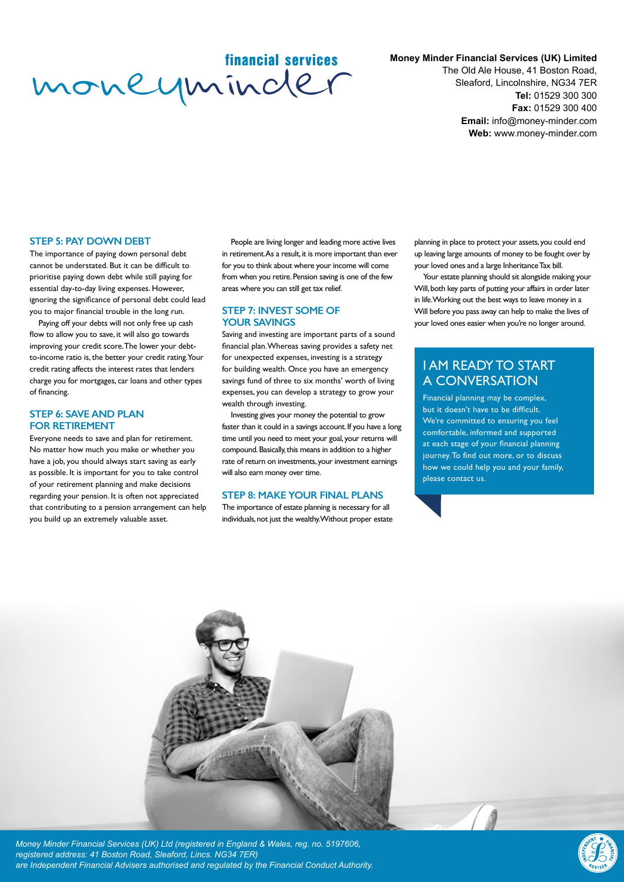moneyminder financial services

**Money Minder Financial Services (UK) Limited**
The Old Ale House, 41 Boston Road,
Sleaford, Lincolnshire, NG34 7ER
**Tel:** 01529 300 300
**Fax:** 01529 300 400
**Email:** info@money-minder.com
**Web:** www.money-minder.com

## STEP 5: PAY DOWN DEBT

The importance of paying down personal debt cannot be understated. But it can be difficult to prioritise paying down debt while still paying for essential day-to-day living expenses. However, ignoring the significance of personal debt could lead you to major financial trouble in the long run.

Paying off your debts will not only free up cash flow to allow you to save, it will also go towards improving your credit score. The lower your debt-to-income ratio is, the better your credit rating. Your credit rating affects the interest rates that lenders charge you for mortgages, car loans and other types of financing.

## STEP 6: SAVE AND PLAN FOR RETIREMENT

Everyone needs to save and plan for retirement. No matter how much you make or whether you have a job, you should always start saving as early as possible. It is important for you to take control of your retirement planning and make decisions regarding your pension. It is often not appreciated that contributing to a pension arrangement can help you build up an extremely valuable asset.

People are living longer and leading more active lives in retirement. As a result, it is more important than ever for you to think about where your income will come from when you retire. Pension saving is one of the few areas where you can still get tax relief.

## STEP 7: INVEST SOME OF YOUR SAVINGS

Saving and investing are important parts of a sound financial plan. Whereas saving provides a safety net for unexpected expenses, investing is a strategy for building wealth. Once you have an emergency savings fund of three to six months' worth of living expenses, you can develop a strategy to grow your wealth through investing.

Investing gives your money the potential to grow faster than it could in a savings account. If you have a long time until you need to meet your goal, your returns will compound. Basically, this means in addition to a higher rate of return on investments, your investment earnings will also earn money over time.

## STEP 8: MAKE YOUR FINAL PLANS

The importance of estate planning is necessary for all individuals, not just the wealthy. Without proper estate planning in place to protect your assets, you could end up leaving large amounts of money to be fought over by your loved ones and a large Inheritance Tax bill.

Your estate planning should sit alongside making your Will, both key parts of putting your affairs in order later in life. Working out the best ways to leave money in a Will before you pass away can help to make the lives of your loved ones easier when you're no longer around.

## I AM READY TO START A CONVERSATION

Financial planning may be complex, but it doesn't have to be difficult. We're committed to ensuring you feel comfortable, informed and supported at each stage of your financial planning journey. To find out more, or to discuss how we could help you and your family, please contact us.

*Money Minder Financial Services (UK) Ltd (registered in England & Wales, reg. no. 5197606, registered address: 41 Boston Road, Sleaford, Lincs. NG34 7ER) are Independent Financial Advisers authorised and regulated by the Financial Conduct Authority.*